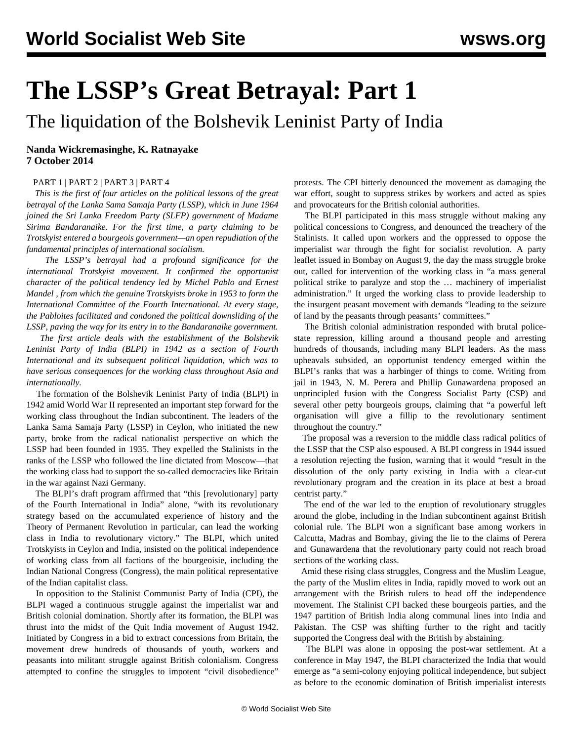# The LSSP's Great Betrayal: Part 1

## The liquidation of the Bolshevik Leninist Party of India

**Nanda Wickremasinghe, K. Ratnayake**
**7 October 2014**

PART 1 | PART 2 | PART 3 | PART 4

*This is the first of four articles on the political lessons of the great betrayal of the Lanka Sama Samaja Party (LSSP), which in June 1964 joined the Sri Lanka Freedom Party (SLFP) government of Madame Sirima Bandaranaike. For the first time, a party claiming to be Trotskyist entered a bourgeois government—an open repudiation of the fundamental principles of international socialism.*

*The LSSP's betrayal had a profound significance for the international Trotskyist movement. It confirmed the opportunist character of the political tendency led by Michel Pablo and Ernest Mandel , from which the genuine Trotskyists broke in 1953 to form the International Committee of the Fourth International. At every stage, the Pabloites facilitated and condoned the political downsliding of the LSSP, paving the way for its entry in to the Bandaranaike government.*

*The first article deals with the establishment of the Bolshevik Leninist Party of India (BLPI) in 1942 as a section of Fourth International and its subsequent political liquidation, which was to have serious consequences for the working class throughout Asia and internationally.*

The formation of the Bolshevik Leninist Party of India (BLPI) in 1942 amid World War II represented an important step forward for the working class throughout the Indian subcontinent. The leaders of the Lanka Sama Samaja Party (LSSP) in Ceylon, who initiated the new party, broke from the radical nationalist perspective on which the LSSP had been founded in 1935. They expelled the Stalinists in the ranks of the LSSP who followed the line dictated from Moscow—that the working class had to support the so-called democracies like Britain in the war against Nazi Germany.

The BLPI's draft program affirmed that "this [revolutionary] party of the Fourth International in India" alone, "with its revolutionary strategy based on the accumulated experience of history and the Theory of Permanent Revolution in particular, can lead the working class in India to revolutionary victory." The BLPI, which united Trotskyists in Ceylon and India, insisted on the political independence of working class from all factions of the bourgeoisie, including the Indian National Congress (Congress), the main political representative of the Indian capitalist class.

In opposition to the Stalinist Communist Party of India (CPI), the BLPI waged a continuous struggle against the imperialist war and British colonial domination. Shortly after its formation, the BLPI was thrust into the midst of the Quit India movement of August 1942. Initiated by Congress in a bid to extract concessions from Britain, the movement drew hundreds of thousands of youth, workers and peasants into militant struggle against British colonialism. Congress attempted to confine the struggles to impotent "civil disobedience" protests. The CPI bitterly denounced the movement as damaging the war effort, sought to suppress strikes by workers and acted as spies and provocateurs for the British colonial authorities.

The BLPI participated in this mass struggle without making any political concessions to Congress, and denounced the treachery of the Stalinists. It called upon workers and the oppressed to oppose the imperialist war through the fight for socialist revolution. A party leaflet issued in Bombay on August 9, the day the mass struggle broke out, called for intervention of the working class in "a mass general political strike to paralyze and stop the … machinery of imperialist administration." It urged the working class to provide leadership to the insurgent peasant movement with demands "leading to the seizure of land by the peasants through peasants' committees."

The British colonial administration responded with brutal police-state repression, killing around a thousand people and arresting hundreds of thousands, including many BLPI leaders. As the mass upheavals subsided, an opportunist tendency emerged within the BLPI's ranks that was a harbinger of things to come. Writing from jail in 1943, N. M. Perera and Phillip Gunawardena proposed an unprincipled fusion with the Congress Socialist Party (CSP) and several other petty bourgeois groups, claiming that "a powerful left organisation will give a fillip to the revolutionary sentiment throughout the country."

The proposal was a reversion to the middle class radical politics of the LSSP that the CSP also espoused. A BLPI congress in 1944 issued a resolution rejecting the fusion, warning that it would "result in the dissolution of the only party existing in India with a clear-cut revolutionary program and the creation in its place at best a broad centrist party."

The end of the war led to the eruption of revolutionary struggles around the globe, including in the Indian subcontinent against British colonial rule. The BLPI won a significant base among workers in Calcutta, Madras and Bombay, giving the lie to the claims of Perera and Gunawardena that the revolutionary party could not reach broad sections of the working class.

Amid these rising class struggles, Congress and the Muslim League, the party of the Muslim elites in India, rapidly moved to work out an arrangement with the British rulers to head off the independence movement. The Stalinist CPI backed these bourgeois parties, and the 1947 partition of British India along communal lines into India and Pakistan. The CSP was shifting further to the right and tacitly supported the Congress deal with the British by abstaining.

The BLPI was alone in opposing the post-war settlement. At a conference in May 1947, the BLPI characterized the India that would emerge as "a semi-colony enjoying political independence, but subject as before to the economic domination of British imperialist interests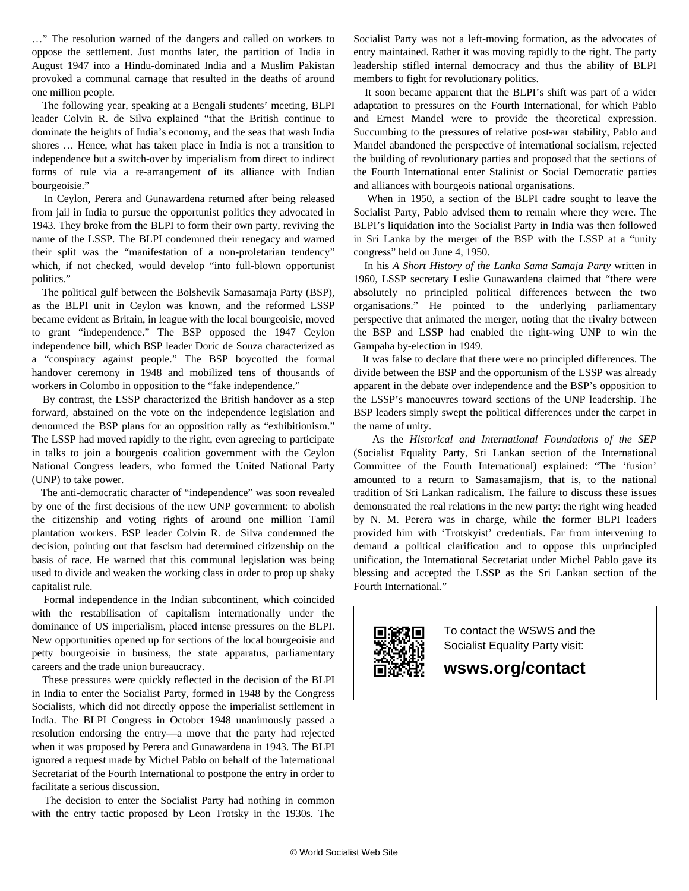…” The resolution warned of the dangers and called on workers to oppose the settlement. Just months later, the partition of India in August 1947 into a Hindu-dominated India and a Muslim Pakistan provoked a communal carnage that resulted in the deaths of around one million people.

The following year, speaking at a Bengali students’ meeting, BLPI leader Colvin R. de Silva explained “that the British continue to dominate the heights of India’s economy, and the seas that wash India shores … Hence, what has taken place in India is not a transition to independence but a switch-over by imperialism from direct to indirect forms of rule via a re-arrangement of its alliance with Indian bourgeoisie.”

In Ceylon, Perera and Gunawardena returned after being released from jail in India to pursue the opportunist politics they advocated in 1943. They broke from the BLPI to form their own party, reviving the name of the LSSP. The BLPI condemned their renegacy and warned their split was the “manifestation of a non-proletarian tendency” which, if not checked, would develop “into full-blown opportunist politics.”

The political gulf between the Bolshevik Samasamaja Party (BSP), as the BLPI unit in Ceylon was known, and the reformed LSSP became evident as Britain, in league with the local bourgeoisie, moved to grant “independence.” The BSP opposed the 1947 Ceylon independence bill, which BSP leader Doric de Souza characterized as a “conspiracy against people.” The BSP boycotted the formal handover ceremony in 1948 and mobilized tens of thousands of workers in Colombo in opposition to the “fake independence.”

By contrast, the LSSP characterized the British handover as a step forward, abstained on the vote on the independence legislation and denounced the BSP plans for an opposition rally as “exhibitionism.” The LSSP had moved rapidly to the right, even agreeing to participate in talks to join a bourgeois coalition government with the Ceylon National Congress leaders, who formed the United National Party (UNP) to take power.

The anti-democratic character of “independence” was soon revealed by one of the first decisions of the new UNP government: to abolish the citizenship and voting rights of around one million Tamil plantation workers. BSP leader Colvin R. de Silva condemned the decision, pointing out that fascism had determined citizenship on the basis of race. He warned that this communal legislation was being used to divide and weaken the working class in order to prop up shaky capitalist rule.

Formal independence in the Indian subcontinent, which coincided with the restabilisation of capitalism internationally under the dominance of US imperialism, placed intense pressures on the BLPI. New opportunities opened up for sections of the local bourgeoisie and petty bourgeoisie in business, the state apparatus, parliamentary careers and the trade union bureaucracy.

These pressures were quickly reflected in the decision of the BLPI in India to enter the Socialist Party, formed in 1948 by the Congress Socialists, which did not directly oppose the imperialist settlement in India. The BLPI Congress in October 1948 unanimously passed a resolution endorsing the entry—a move that the party had rejected when it was proposed by Perera and Gunawardena in 1943. The BLPI ignored a request made by Michel Pablo on behalf of the International Secretariat of the Fourth International to postpone the entry in order to facilitate a serious discussion.

The decision to enter the Socialist Party had nothing in common with the entry tactic proposed by Leon Trotsky in the 1930s. The Socialist Party was not a left-moving formation, as the advocates of entry maintained. Rather it was moving rapidly to the right. The party leadership stifled internal democracy and thus the ability of BLPI members to fight for revolutionary politics.

It soon became apparent that the BLPI’s shift was part of a wider adaptation to pressures on the Fourth International, for which Pablo and Ernest Mandel were to provide the theoretical expression. Succumbing to the pressures of relative post-war stability, Pablo and Mandel abandoned the perspective of international socialism, rejected the building of revolutionary parties and proposed that the sections of the Fourth International enter Stalinist or Social Democratic parties and alliances with bourgeois national organisations.

When in 1950, a section of the BLPI cadre sought to leave the Socialist Party, Pablo advised them to remain where they were. The BLPI’s liquidation into the Socialist Party in India was then followed in Sri Lanka by the merger of the BSP with the LSSP at a “unity congress” held on June 4, 1950.

In his *A Short History of the Lanka Sama Samaja Party* written in 1960, LSSP secretary Leslie Gunawardena claimed that “there were absolutely no principled political differences between the two organisations.” He pointed to the underlying parliamentary perspective that animated the merger, noting that the rivalry between the BSP and LSSP had enabled the right-wing UNP to win the Gampaha by-election in 1949.

It was false to declare that there were no principled differences. The divide between the BSP and the opportunism of the LSSP was already apparent in the debate over independence and the BSP’s opposition to the LSSP’s manoeuvres toward sections of the UNP leadership. The BSP leaders simply swept the political differences under the carpet in the name of unity.

As the *Historical and International Foundations of the SEP* (Socialist Equality Party, Sri Lankan section of the International Committee of the Fourth International) explained: “The ‘fusion’ amounted to a return to Samasamajism, that is, to the national tradition of Sri Lankan radicalism. The failure to discuss these issues demonstrated the real relations in the new party: the right wing headed by N. M. Perera was in charge, while the former BLPI leaders provided him with ‘Trotskyist’ credentials. Far from intervening to demand a political clarification and to oppose this unprincipled unification, the International Secretariat under Michel Pablo gave its blessing and accepted the LSSP as the Sri Lankan section of the Fourth International.”

To contact the WSWS and the Socialist Equality Party visit:

**wsws.org/contact**